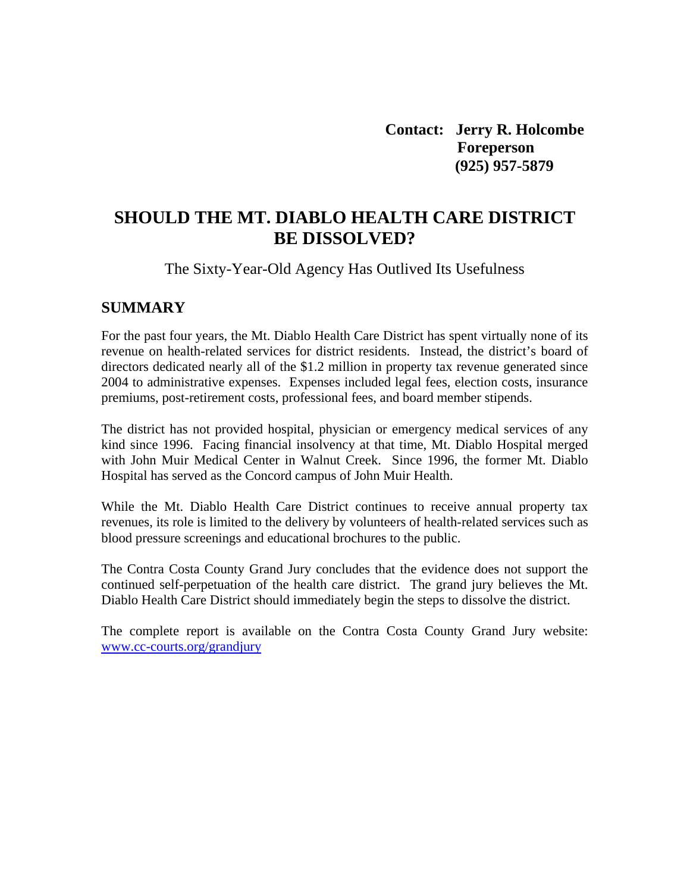**Contact: Jerry R. Holcombe**
**Foreperson**
**(925) 957-5879**

# SHOULD THE MT. DIABLO HEALTH CARE DISTRICT BE DISSOLVED?

The Sixty-Year-Old Agency Has Outlived Its Usefulness

## SUMMARY

For the past four years, the Mt. Diablo Health Care District has spent virtually none of its revenue on health-related services for district residents. Instead, the district's board of directors dedicated nearly all of the $1.2 million in property tax revenue generated since 2004 to administrative expenses. Expenses included legal fees, election costs, insurance premiums, post-retirement costs, professional fees, and board member stipends.

The district has not provided hospital, physician or emergency medical services of any kind since 1996. Facing financial insolvency at that time, Mt. Diablo Hospital merged with John Muir Medical Center in Walnut Creek. Since 1996, the former Mt. Diablo Hospital has served as the Concord campus of John Muir Health.

While the Mt. Diablo Health Care District continues to receive annual property tax revenues, its role is limited to the delivery by volunteers of health-related services such as blood pressure screenings and educational brochures to the public.

The Contra Costa County Grand Jury concludes that the evidence does not support the continued self-perpetuation of the health care district. The grand jury believes the Mt. Diablo Health Care District should immediately begin the steps to dissolve the district.

The complete report is available on the Contra Costa County Grand Jury website: www.cc-courts.org/grandjury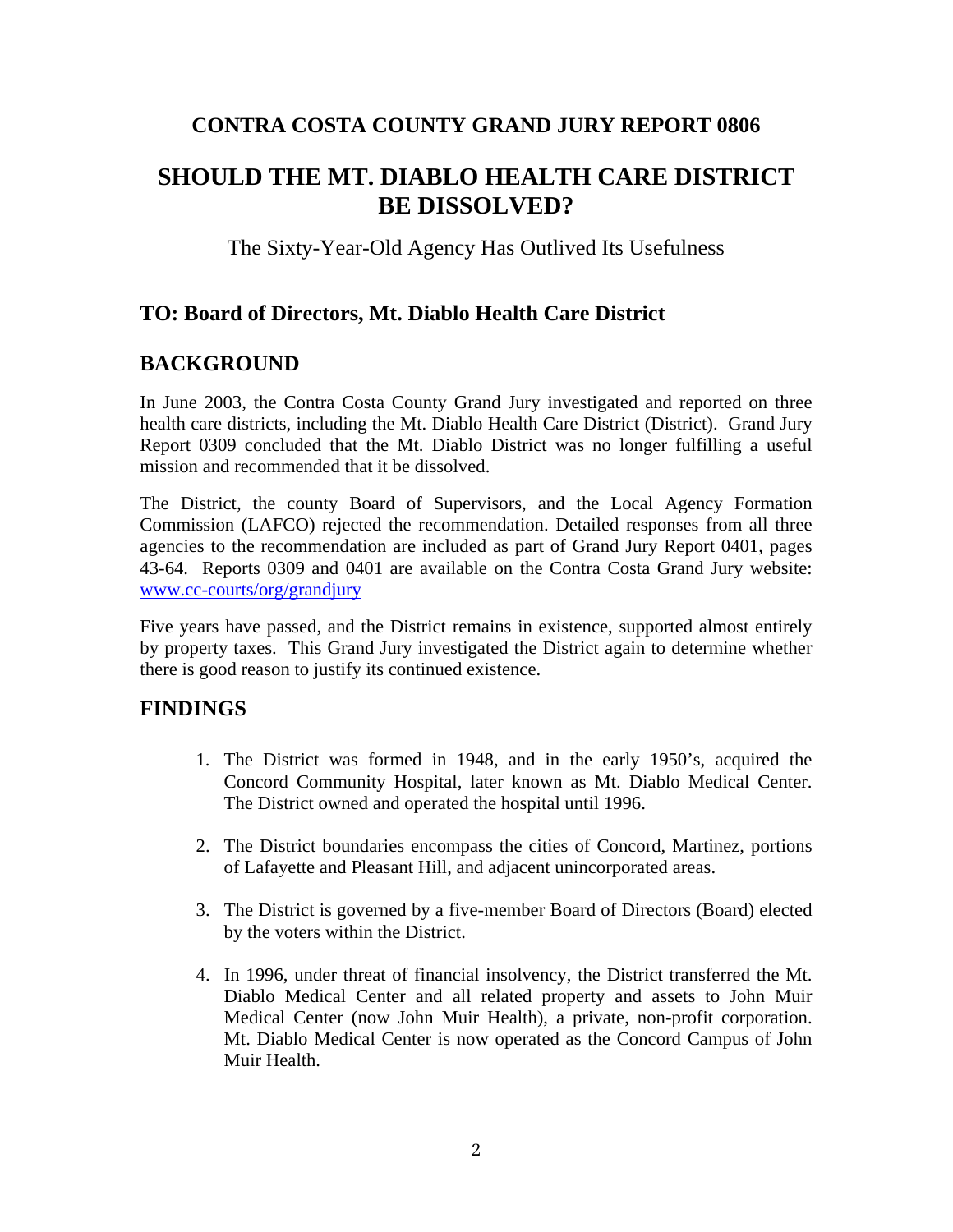# CONTRA COSTA COUNTY GRAND JURY REPORT 0806

# SHOULD THE MT. DIABLO HEALTH CARE DISTRICT BE DISSOLVED?

The Sixty-Year-Old Agency Has Outlived Its Usefulness

## TO: Board of Directors, Mt. Diablo Health Care District

## BACKGROUND

In June 2003, the Contra Costa County Grand Jury investigated and reported on three health care districts, including the Mt. Diablo Health Care District (District). Grand Jury Report 0309 concluded that the Mt. Diablo District was no longer fulfilling a useful mission and recommended that it be dissolved.

The District, the county Board of Supervisors, and the Local Agency Formation Commission (LAFCO) rejected the recommendation. Detailed responses from all three agencies to the recommendation are included as part of Grand Jury Report 0401, pages 43-64. Reports 0309 and 0401 are available on the Contra Costa Grand Jury website: www.cc-courts/org/grandjury

Five years have passed, and the District remains in existence, supported almost entirely by property taxes. This Grand Jury investigated the District again to determine whether there is good reason to justify its continued existence.

## FINDINGS

1. The District was formed in 1948, and in the early 1950's, acquired the Concord Community Hospital, later known as Mt. Diablo Medical Center. The District owned and operated the hospital until 1996.

2. The District boundaries encompass the cities of Concord, Martinez, portions of Lafayette and Pleasant Hill, and adjacent unincorporated areas.

3. The District is governed by a five-member Board of Directors (Board) elected by the voters within the District.

4. In 1996, under threat of financial insolvency, the District transferred the Mt. Diablo Medical Center and all related property and assets to John Muir Medical Center (now John Muir Health), a private, non-profit corporation. Mt. Diablo Medical Center is now operated as the Concord Campus of John Muir Health.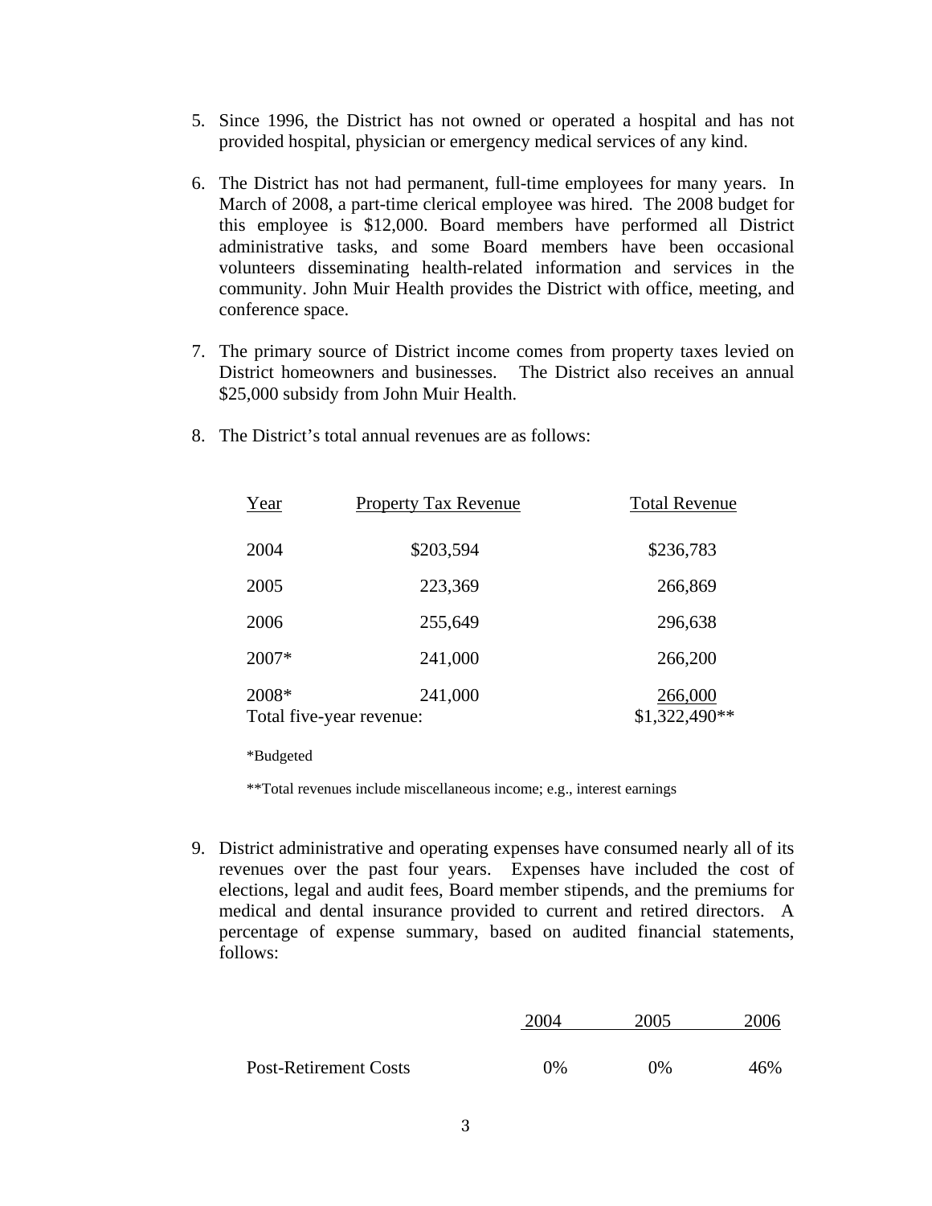5. Since 1996, the District has not owned or operated a hospital and has not provided hospital, physician or emergency medical services of any kind.

6. The District has not had permanent, full-time employees for many years. In March of 2008, a part-time clerical employee was hired. The 2008 budget for this employee is $12,000. Board members have performed all District administrative tasks, and some Board members have been occasional volunteers disseminating health-related information and services in the community. John Muir Health provides the District with office, meeting, and conference space.

7. The primary source of District income comes from property taxes levied on District homeowners and businesses. The District also receives an annual $25,000 subsidy from John Muir Health.

8. The District's total annual revenues are as follows:

| Year | Property Tax Revenue | Total Revenue |
|---|---|---|
| 2004 | $203,594 | $236,783 |
| 2005 | 223,369 | 266,869 |
| 2006 | 255,649 | 296,638 |
| 2007* | 241,000 | 266,200 |
| 2008* | 241,000 | 266,000 |
| Total five-year revenue: | | $1,322,490** |

*Budgeted

**Total revenues include miscellaneous income; e.g., interest earnings

9. District administrative and operating expenses have consumed nearly all of its revenues over the past four years. Expenses have included the cost of elections, legal and audit fees, Board member stipends, and the premiums for medical and dental insurance provided to current and retired directors. A percentage of expense summary, based on audited financial statements, follows:

| | 2004 | 2005 | 2006 |
|---|---|---|---|
| Post-Retirement Costs | 0% | 0% | 46% |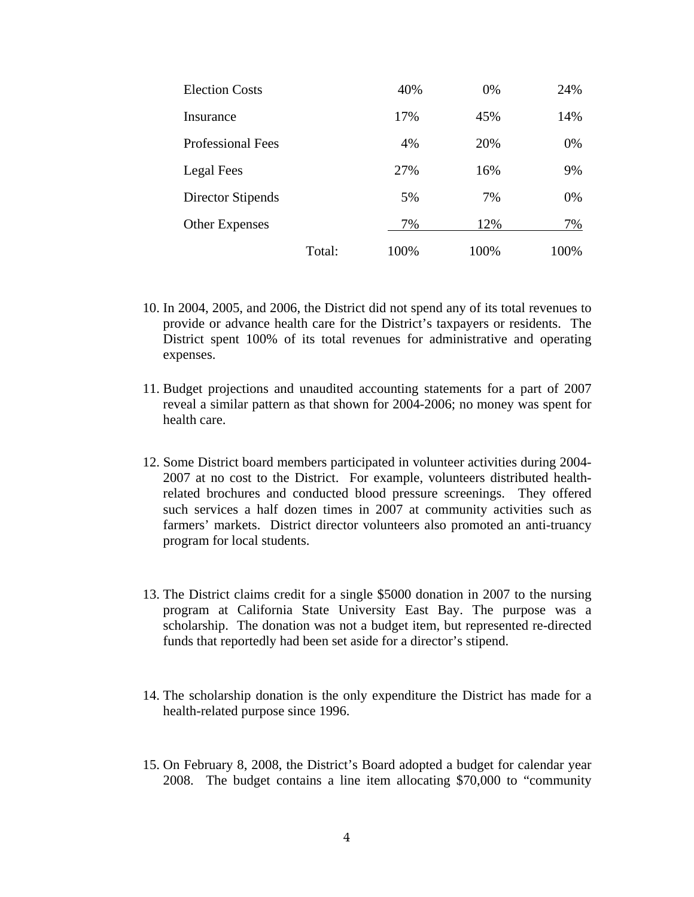| | | | |
|---|---|---|---|
| Election Costs | 40% | 0% | 24% |
| Insurance | 17% | 45% | 14% |
| Professional Fees | 4% | 20% | 0% |
| Legal Fees | 27% | 16% | 9% |
| Director Stipends | 5% | 7% | 0% |
| Other Expenses | 7% | 12% | 7% |
| Total: | 100% | 100% | 100% |

10. In 2004, 2005, and 2006, the District did not spend any of its total revenues to provide or advance health care for the District's taxpayers or residents. The District spent 100% of its total revenues for administrative and operating expenses.

11. Budget projections and unaudited accounting statements for a part of 2007 reveal a similar pattern as that shown for 2004-2006; no money was spent for health care.

12. Some District board members participated in volunteer activities during 2004-2007 at no cost to the District. For example, volunteers distributed health-related brochures and conducted blood pressure screenings. They offered such services a half dozen times in 2007 at community activities such as farmers' markets. District director volunteers also promoted an anti-truancy program for local students.

13. The District claims credit for a single $5000 donation in 2007 to the nursing program at California State University East Bay. The purpose was a scholarship. The donation was not a budget item, but represented re-directed funds that reportedly had been set aside for a director's stipend.

14. The scholarship donation is the only expenditure the District has made for a health-related purpose since 1996.

15. On February 8, 2008, the District's Board adopted a budget for calendar year 2008. The budget contains a line item allocating $70,000 to "community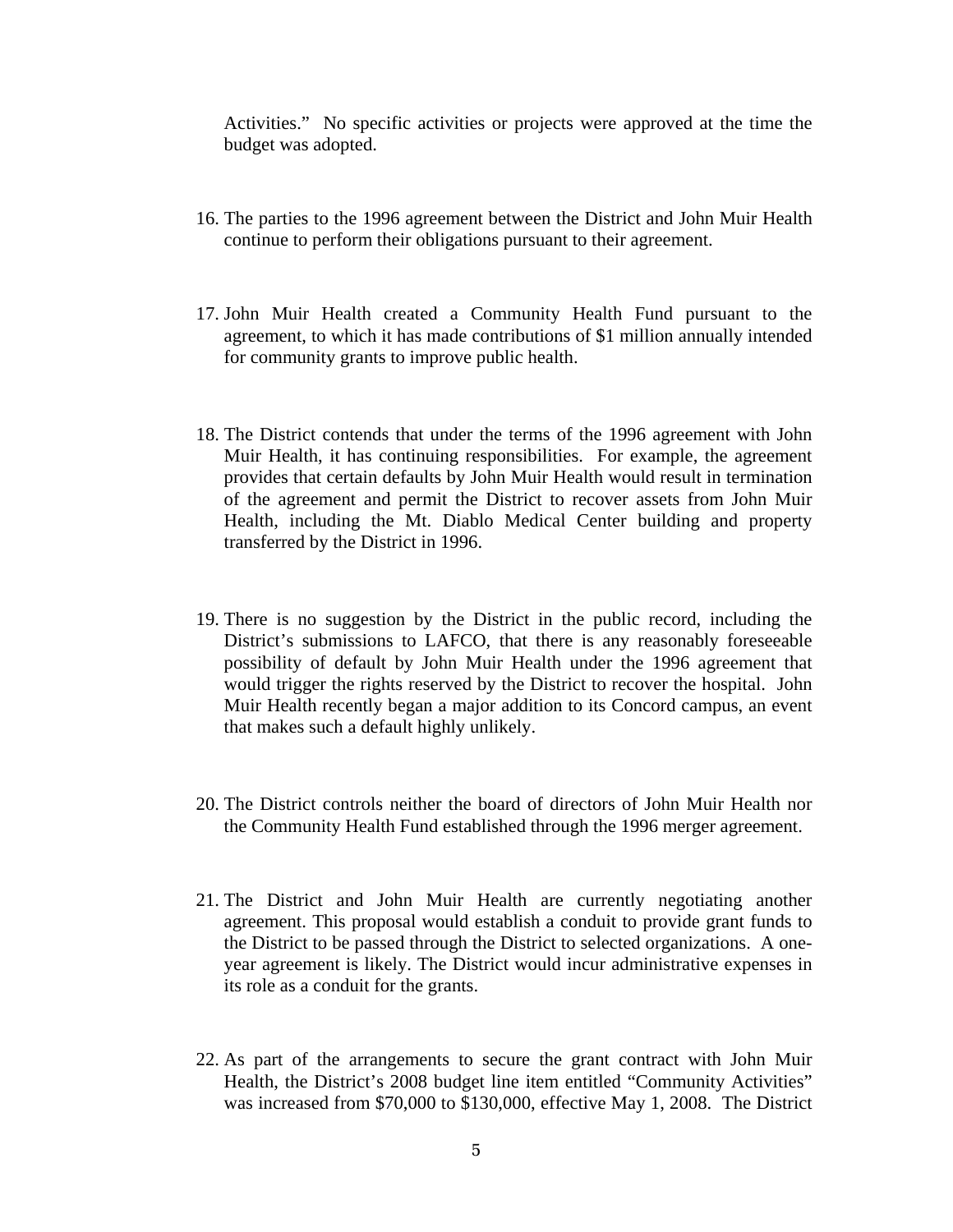Activities." No specific activities or projects were approved at the time the budget was adopted.

16. The parties to the 1996 agreement between the District and John Muir Health continue to perform their obligations pursuant to their agreement.

17. John Muir Health created a Community Health Fund pursuant to the agreement, to which it has made contributions of $1 million annually intended for community grants to improve public health.

18. The District contends that under the terms of the 1996 agreement with John Muir Health, it has continuing responsibilities. For example, the agreement provides that certain defaults by John Muir Health would result in termination of the agreement and permit the District to recover assets from John Muir Health, including the Mt. Diablo Medical Center building and property transferred by the District in 1996.

19. There is no suggestion by the District in the public record, including the District's submissions to LAFCO, that there is any reasonably foreseeable possibility of default by John Muir Health under the 1996 agreement that would trigger the rights reserved by the District to recover the hospital. John Muir Health recently began a major addition to its Concord campus, an event that makes such a default highly unlikely.

20. The District controls neither the board of directors of John Muir Health nor the Community Health Fund established through the 1996 merger agreement.

21. The District and John Muir Health are currently negotiating another agreement. This proposal would establish a conduit to provide grant funds to the District to be passed through the District to selected organizations. A one-year agreement is likely. The District would incur administrative expenses in its role as a conduit for the grants.

22. As part of the arrangements to secure the grant contract with John Muir Health, the District's 2008 budget line item entitled "Community Activities" was increased from $70,000 to $130,000, effective May 1, 2008. The District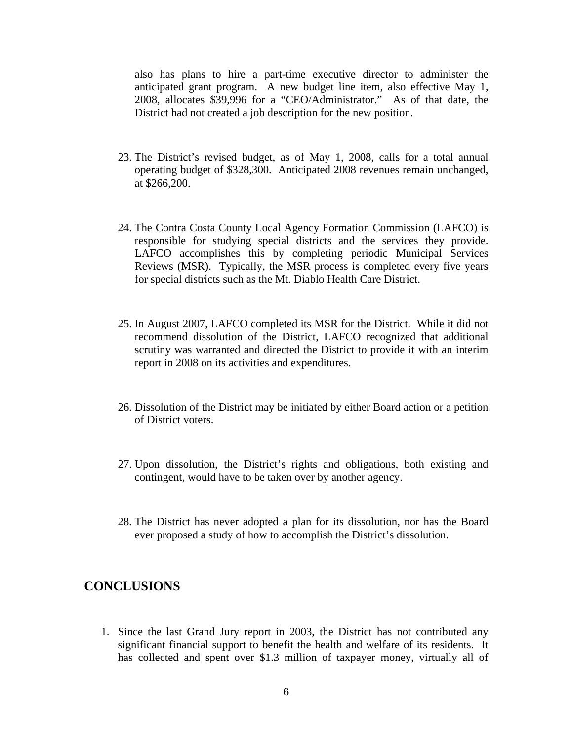also has plans to hire a part-time executive director to administer the anticipated grant program. A new budget line item, also effective May 1, 2008, allocates $39,996 for a "CEO/Administrator." As of that date, the District had not created a job description for the new position.

23. The District's revised budget, as of May 1, 2008, calls for a total annual operating budget of $328,300. Anticipated 2008 revenues remain unchanged, at $266,200.

24. The Contra Costa County Local Agency Formation Commission (LAFCO) is responsible for studying special districts and the services they provide. LAFCO accomplishes this by completing periodic Municipal Services Reviews (MSR). Typically, the MSR process is completed every five years for special districts such as the Mt. Diablo Health Care District.

25. In August 2007, LAFCO completed its MSR for the District. While it did not recommend dissolution of the District, LAFCO recognized that additional scrutiny was warranted and directed the District to provide it with an interim report in 2008 on its activities and expenditures.

26. Dissolution of the District may be initiated by either Board action or a petition of District voters.

27. Upon dissolution, the District's rights and obligations, both existing and contingent, would have to be taken over by another agency.

28. The District has never adopted a plan for its dissolution, nor has the Board ever proposed a study of how to accomplish the District's dissolution.

## CONCLUSIONS

1. Since the last Grand Jury report in 2003, the District has not contributed any significant financial support to benefit the health and welfare of its residents. It has collected and spent over $1.3 million of taxpayer money, virtually all of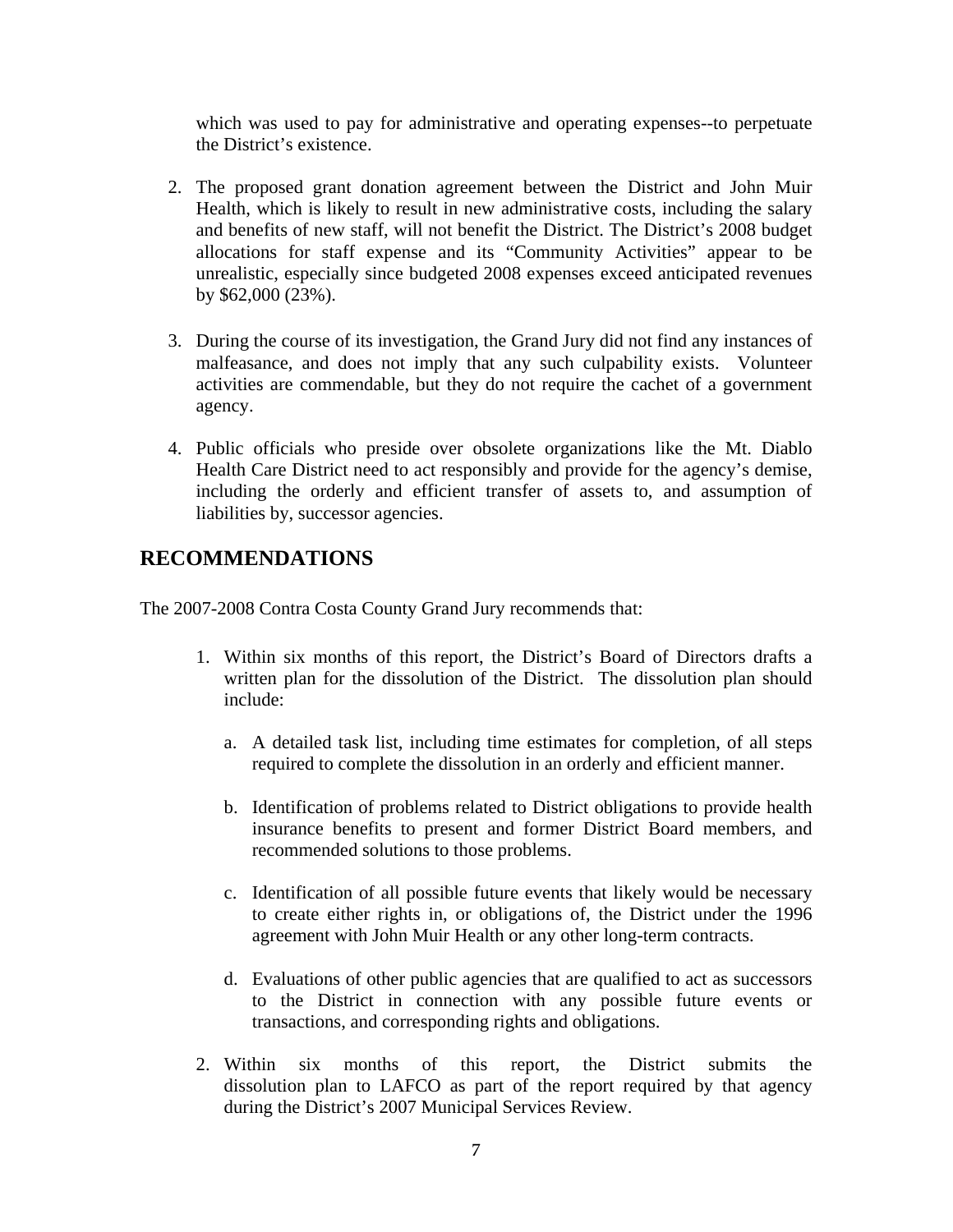which was used to pay for administrative and operating expenses--to perpetuate the District's existence.

2. The proposed grant donation agreement between the District and John Muir Health, which is likely to result in new administrative costs, including the salary and benefits of new staff, will not benefit the District. The District's 2008 budget allocations for staff expense and its "Community Activities" appear to be unrealistic, especially since budgeted 2008 expenses exceed anticipated revenues by $62,000 (23%).

3. During the course of its investigation, the Grand Jury did not find any instances of malfeasance, and does not imply that any such culpability exists. Volunteer activities are commendable, but they do not require the cachet of a government agency.

4. Public officials who preside over obsolete organizations like the Mt. Diablo Health Care District need to act responsibly and provide for the agency's demise, including the orderly and efficient transfer of assets to, and assumption of liabilities by, successor agencies.

## RECOMMENDATIONS

The 2007-2008 Contra Costa County Grand Jury recommends that:

1. Within six months of this report, the District's Board of Directors drafts a written plan for the dissolution of the District. The dissolution plan should include:

   a. A detailed task list, including time estimates for completion, of all steps required to complete the dissolution in an orderly and efficient manner.

   b. Identification of problems related to District obligations to provide health insurance benefits to present and former District Board members, and recommended solutions to those problems.

   c. Identification of all possible future events that likely would be necessary to create either rights in, or obligations of, the District under the 1996 agreement with John Muir Health or any other long-term contracts.

   d. Evaluations of other public agencies that are qualified to act as successors to the District in connection with any possible future events or transactions, and corresponding rights and obligations.

2. Within six months of this report, the District submits the dissolution plan to LAFCO as part of the report required by that agency during the District's 2007 Municipal Services Review.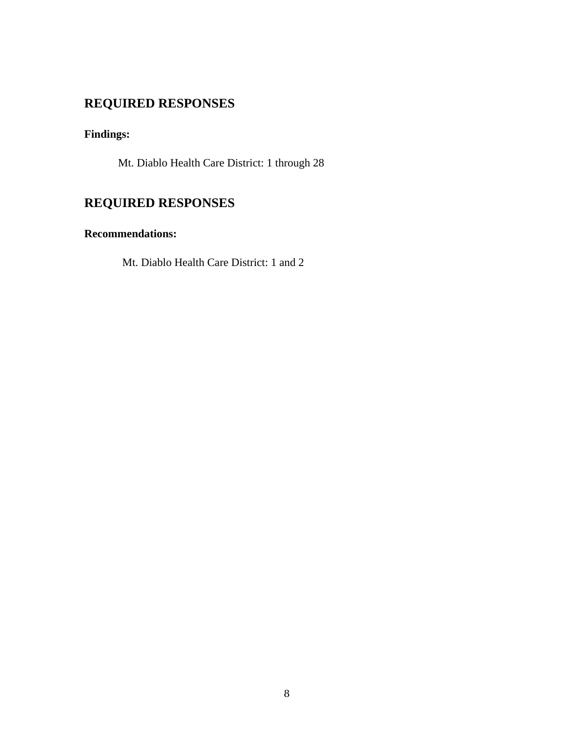## REQUIRED RESPONSES

**Findings:**

Mt. Diablo Health Care District: 1 through 28

## REQUIRED RESPONSES

**Recommendations:**

Mt. Diablo Health Care District: 1 and 2